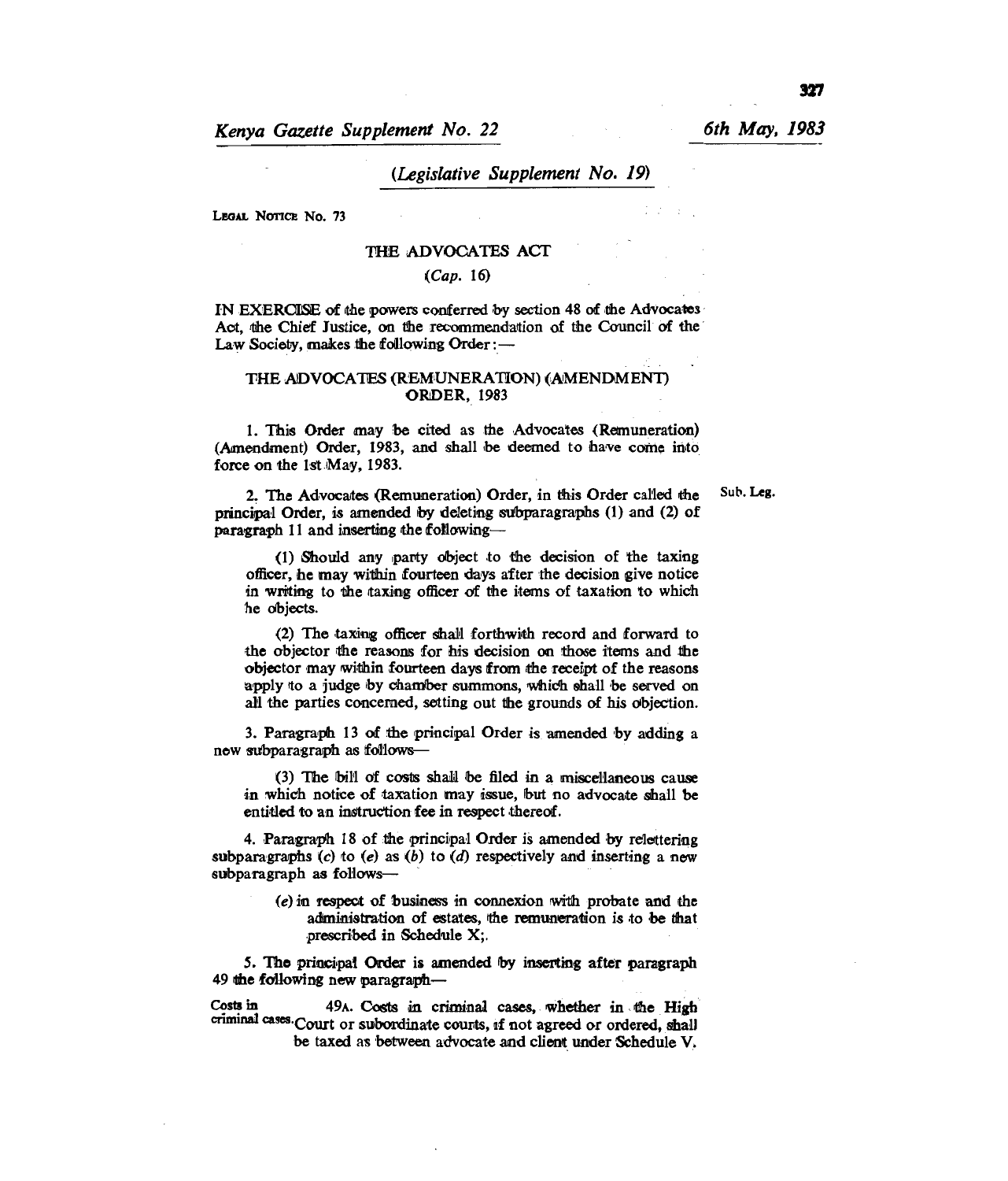*(Legislative Supplement No. 19)*

LEGAL NOTICE No. 73

## THE ADVOCATES ACT

*(Cap. 16)*

IN EXERCISE of the powers conferred by section 48 of the Advocates Act, the Chief Justice, on the recommendation of the Council of the Law Society, makes the following Order:—

### THE ADVOCATES (REMUNERATION) (AMENDMENT) ORDER, 1983

1. This Order may be cited as the Advocates (Remuneration) (Amendment) Order, 1983, and shall be deemed to have come into force on the 1st May, 1983.

2. The Advocates (Remuneration) Order, in this Order called the principal Order, is amended by deleting subparagraphs (1) and (2) of paragraph 11 and inserting the following— Sub. Leg.

> (1) Should any party object to the decision of the taxing officer, he may within fourteen days after the decision give notice in writing to the taxing officer of the items of taxation to which he objects.
>
> (2) The taxing officer shall forthwith record and forward to the objector the reasons for his decision on those items and the objector may within fourteen days from the receipt of the reasons apply to a judge by chamber summons, which shall be served on all the parties concerned, setting out the grounds of his objection.

3. Paragraph 13 of the principal Order is amended by adding a new subparagraph as follows—

> (3) The bill of costs shall be filed in a miscellaneous cause in which notice of taxation may issue, but no advocate shall be entitled to an instruction fee in respect thereof.

4. Paragraph 18 of the principal Order is amended by relettering subparagraphs (*c*) to (*e*) as (*b*) to (*d*) respectively and inserting a new subparagraph as follows—

> (*e*) in respect of business in connexion with probate and the administration of estates, the remuneration is to be that prescribed in Schedule X;.

5. The principal Order is amended by inserting after paragraph 49 the following new paragraph—

Costs in criminal cases. 49A. Costs in criminal cases, whether in the High Court or subordinate courts, if not agreed or ordered, shall be taxed as between advocate and client under Schedule V.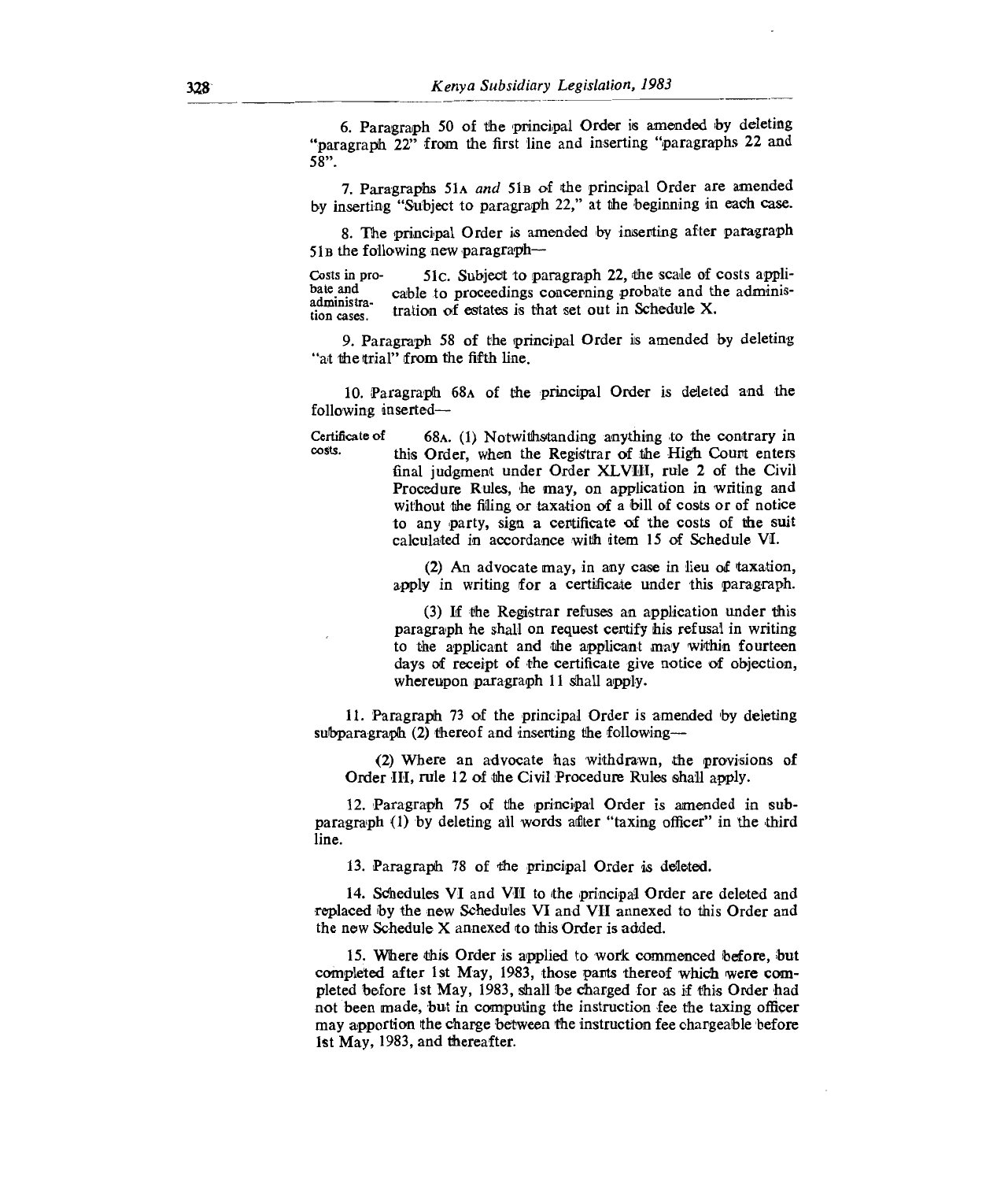6. Paragraph 50 of the principal Order is amended by deleting "paragraph 22" from the first line and inserting "paragraphs 22 and 58".

7. Paragraphs 51A *and* 51B of the principal Order are amended by inserting "Subject to paragraph 22," at the beginning in each case.

8. The principal Order is amended by inserting after paragraph 51B the following new paragraph—

Costs in probate and administration cases.

51C. Subject to paragraph 22, the scale of costs applicable to proceedings concerning probate and the administration of estates is that set out in Schedule X.

9. Paragraph 58 of the principal Order is amended by deleting "at the trial" from the fifth line.

10. Paragraph 68A of the principal Order is deleted and the following inserted—

Certificate of costs.

68A. (1) Notwithstanding anything to the contrary in this Order, when the Registrar of the High Court enters final judgment under Order XLVIII, rule 2 of the Civil Procedure Rules, he may, on application in writing and without the filing or taxation of a bill of costs or of notice to any party, sign a certificate of the costs of the suit calculated in accordance with item 15 of Schedule VI.

(2) An advocate may, in any case in lieu of taxation, apply in writing for a certificate under this paragraph.

(3) If the Registrar refuses an application under this paragraph he shall on request certify his refusal in writing to the applicant and the applicant may within fourteen days of receipt of the certificate give notice of objection, whereupon paragraph 11 shall apply.

11. Paragraph 73 of the principal Order is amended by deleting subparagraph (2) thereof and inserting the following—

(2) Where an advocate has withdrawn, the provisions of Order III, rule 12 of the Civil Procedure Rules shall apply.

12. Paragraph 75 of the principal Order is amended in subparagraph (1) by deleting all words after "taxing officer" in the third line.

13. Paragraph 78 of the principal Order is deleted.

14. Schedules VI and VII to the principal Order are deleted and replaced by the new Schedules VI and VII annexed to this Order and the new Schedule X annexed to this Order is added.

15. Where this Order is applied to work commenced before, but completed after 1st May, 1983, those parts thereof which were completed before 1st May, 1983, shall be charged for as if this Order had not been made, but in computing the instruction fee the taxing officer may apportion the charge between the instruction fee chargeable before 1st May, 1983, and thereafter.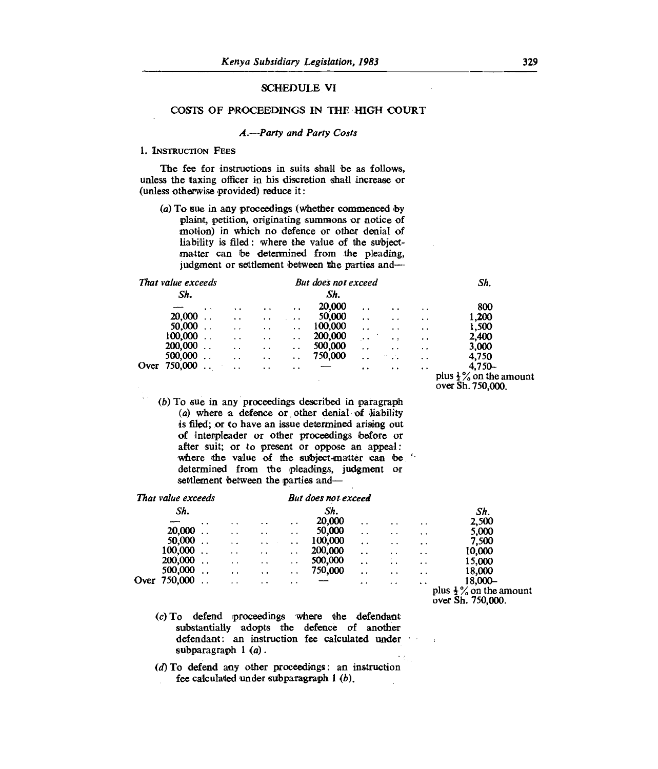## SCHEDULE VI

### COSTS OF PROCEEDINGS IN THE HIGH COURT

*A.—Party and Party Costs*

1. INSTRUCTION FEES

The fee for instructions in suits shall be as follows, unless the taxing officer in his discretion shall increase or (unless otherwise provided) reduce it:

(a) To sue in any proceedings (whether commenced by plaint, petition, originating summons or notice of motion) in which no defence or other denial of liability is filed: where the value of the subject-matter can be determined from the pleading, judgment or settlement between the parties and—

| *That value exceeds* Sh. | *But does not exceed* Sh. | *Sh.* |
|---|---|---|
| — | 20,000 | 800 |
| 20,000 | 50,000 | 1,200 |
| 50,000 | 100,000 | 1,500 |
| 100,000 | 200,000 | 2,400 |
| 200,000 | 500,000 | 3,000 |
| 500,000 | 750,000 | 4,750 |
| Over 750,000 | — | 4,750– plus ½% on the amount over Sh. 750,000. |

(b) To sue in any proceedings described in paragraph (a) where a defence or other denial of liability is filed; or to have an issue determined arising out of interpleader or other proceedings before or after suit; or to present or oppose an appeal: where the value of the subject-matter can be determined from the pleadings, judgment or settlement between the parties and—

| *That value exceeds* Sh. | *But does not exceed* Sh. | Sh. |
|---|---|---|
| — | 20,000 | 2,500 |
| 20,000 | 50,000 | 5,000 |
| 50,000 | 100,000 | 7,500 |
| 100,000 | 200,000 | 10,000 |
| 200,000 | 500,000 | 15,000 |
| 500,000 | 750,000 | 18,000 |
| Over 750,000 | — | 18,000– plus ½% on the amount over Sh. 750,000. |

(c) To defend proceedings where the defendant substantially adopts the defence of another defendant: an instruction fee calculated under subparagraph 1 (a).

(d) To defend any other proceedings: an instruction fee calculated under subparagraph 1 (b).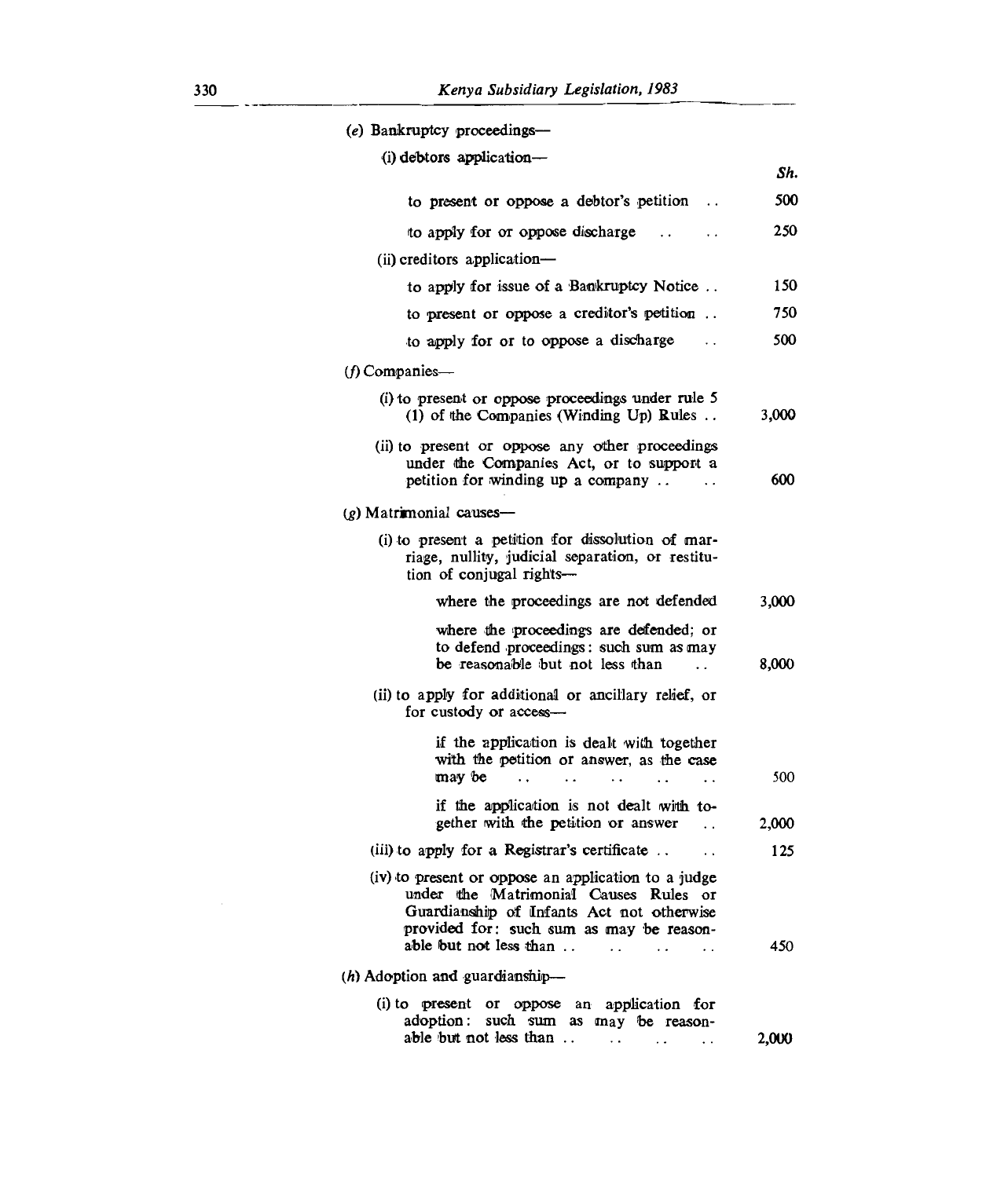(e) Bankruptcy proceedings—

(i) debtors application—

| | Sh. |
|---|---|
| to present or oppose a debtor's petition .. | 500 |
| to apply for or oppose discharge .. .. | 250 |

(ii) creditors application—

| | |
|---|---|
| to apply for issue of a Bankruptcy Notice .. | 150 |
| to present or oppose a creditor's petition .. | 750 |
| to apply for or to oppose a discharge .. | 500 |

(f) Companies—

| | |
|---|---|
| (i) to present or oppose proceedings under rule 5 (1) of the Companies (Winding Up) Rules .. | 3,000 |
| (ii) to present or oppose any other proceedings under the Companies Act, or to support a petition for winding up a company .. .. | 600 |

(g) Matrimonial causes—

(i) to present a petition for dissolution of marriage, nullity, judicial separation, or restitution of conjugal rights—

| | |
|---|---|
| where the proceedings are not defended | 3,000 |
| where the proceedings are defended; or to defend proceedings: such sum as may be reasonable but not less than .. | 8,000 |

(ii) to apply for additional or ancillary relief, or for custody or access—

| | |
|---|---|
| if the application is dealt with together with the petition or answer, as the case may be .. .. .. .. .. | 500 |
| if the application is not dealt with together with the petition or answer .. | 2,000 |

| | |
|---|---|
| (iii) to apply for a Registrar's certificate .. .. | 125 |
| (iv) to present or oppose an application to a judge under the Matrimonial Causes Rules or Guardianship of Infants Act not otherwise provided for: such sum as may be reasonable but not less than .. .. .. .. | 450 |

(h) Adoption and guardianship—

| | |
|---|---|
| (i) to present or oppose an application for adoption: such sum as may be reasonable but not less than .. .. .. .. | 2,000 |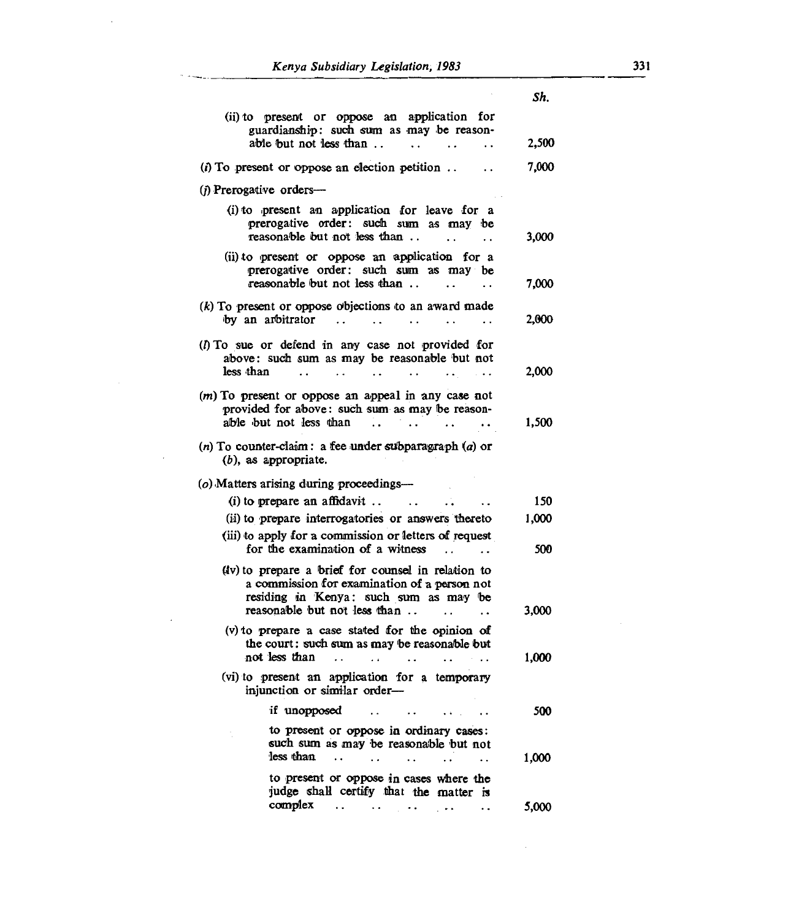| | Sh. |
|---|---|
| (ii) to present or oppose an application for guardianship: such sum as may be reasonable but not less than .. .. .. .. | 2,500 |
| (*i*) To present or oppose an election petition .. .. | 7,000 |
| (*j*) Prerogative orders— | |
| (i) to present an application for leave for a prerogative order: such sum as may be reasonable but not less than .. .. .. | 3,000 |
| (ii) to present or oppose an application for a prerogative order: such sum as may be reasonable but not less than .. .. .. | 7,000 |
| (*k*) To present or oppose objections to an award made by an arbitrator .. .. .. .. .. | 2,000 |
| (*l*) To sue or defend in any case not provided for above: such sum as may be reasonable but not less than .. .. .. .. .. .. | 2,000 |
| (*m*) To present or oppose an appeal in any case not provided for above: such sum as may be reasonable but not less than .. .. .. .. | 1,500 |
| (*n*) To counter-claim: a fee under subparagraph (*a*) or (*b*), as appropriate. | |
| (*o*) Matters arising during proceedings— | |
| (i) to prepare an affidavit .. .. .. .. | 150 |
| (ii) to prepare interrogatories or answers thereto | 1,000 |
| (iii) to apply for a commission or letters of request for the examination of a witness .. .. | 500 |
| (iv) to prepare a brief for counsel in relation to a commission for examination of a person not residing in Kenya: such sum as may be reasonable but not less than .. .. .. | 3,000 |
| (v) to prepare a case stated for the opinion of the court: such sum as may be reasonable but not less than .. .. .. .. .. | 1,000 |
| (vi) to present an application for a temporary injunction or similar order— | |
| if unopposed .. .. .. .. | 500 |
| to present or oppose in ordinary cases: such sum as may be reasonable but not less than .. .. .. .. .. | 1,000 |
| to present or oppose in cases where the judge shall certify that the matter is complex .. .. .. .. .. | 5,000 |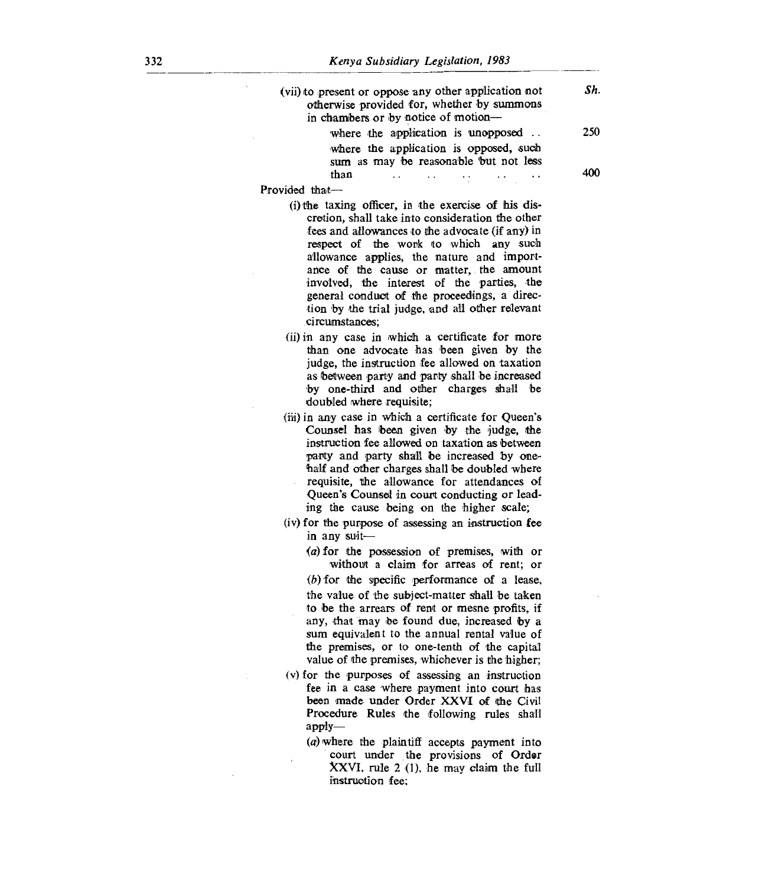| | Sh. |
|---|---|
| (vii) to present or oppose any other application not otherwise provided for, whether by summons in chambers or by notice of motion— | |
| where the application is unopposed .. | 250 |
| where the application is opposed, such sum as may be reasonable but not less than .. .. .. .. .. | 400 |

Provided that—

(i) the taxing officer, in the exercise of his discretion, shall take into consideration the other fees and allowances to the advocate (if any) in respect of the work to which any such allowance applies, the nature and importance of the cause or matter, the amount involved, the interest of the parties, the general conduct of the proceedings, a direction by the trial judge, and all other relevant circumstances;

(ii) in any case in which a certificate for more than one advocate has been given by the judge, the instruction fee allowed on taxation as between party and party shall be increased by one-third and other charges shall be doubled where requisite;

(iii) in any case in which a certificate for Queen's Counsel has been given by the judge, the instruction fee allowed on taxation as between party and party shall be increased by one-half and other charges shall be doubled where requisite, the allowance for attendances of Queen's Counsel in court conducting or leading the cause being on the higher scale;

(iv) for the purpose of assessing an instruction fee in any suit—

(*a*) for the possession of premises, with or without a claim for arreas of rent; or

(*b*) for the specific performance of a lease,

the value of the subject-matter shall be taken to be the arrears of rent or mesne profits, if any, that may be found due, increased by a sum equivalent to the annual rental value of the premises, or to one-tenth of the capital value of the premises, whichever is the higher;

(v) for the purposes of assessing an instruction fee in a case where payment into court has been made under Order XXVI of the Civil Procedure Rules the following rules shall apply—

(*a*) where the plaintiff accepts payment into court under the provisions of Order XXVI, rule 2 (1), he may claim the full instruction fee;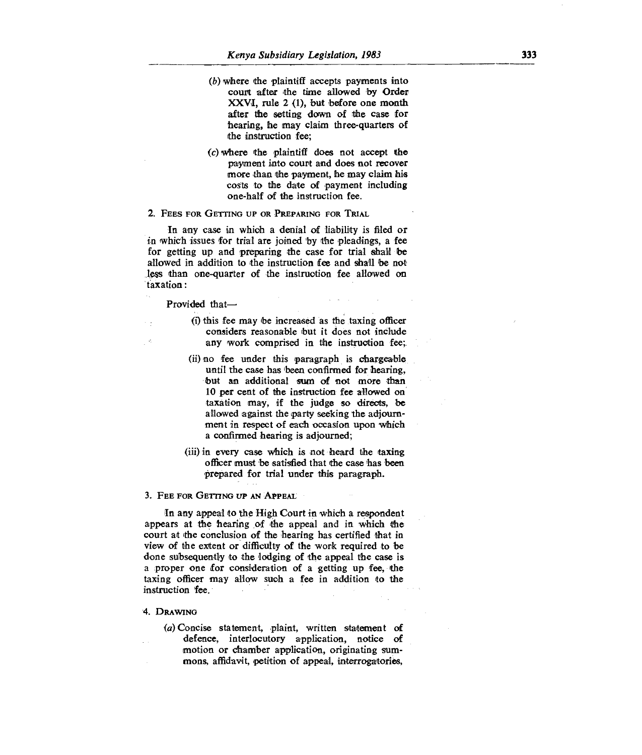(b) where the plaintiff accepts payments into court after the time allowed by Order XXVI, rule 2 (1), but before one month after the setting down of the case for hearing, he may claim three-quarters of the instruction fee;

(c) where the plaintiff does not accept the payment into court and does not recover more than the payment, he may claim his costs to the date of payment including one-half of the instruction fee.

2. FEES FOR GETTING UP OR PREPARING FOR TRIAL

In any case in which a denial of liability is filed or in which issues for trial are joined by the pleadings, a fee for getting up and preparing the case for trial shall be allowed in addition to the instruction fee and shall be not less than one-quarter of the instruction fee allowed on taxation:

Provided that—

(i) this fee may be increased as the taxing officer considers reasonable but it does not include any work comprised in the instruction fee;

(ii) no fee under this paragraph is chargeable until the case has been confirmed for hearing, but an additional sum of not more than 10 per cent of the instruction fee allowed on taxation may, if the judge so directs, be allowed against the party seeking the adjournment in respect of each occasion upon which a confirmed hearing is adjourned;

(iii) in every case which is not heard the taxing officer must be satisfied that the case has been prepared for trial under this paragraph.

3. FEE FOR GETTING UP AN APPEAL

In any appeal to the High Court in which a respondent appears at the hearing of the appeal and in which the court at the conclusion of the hearing has certified that in view of the extent or difficulty of the work required to be done subsequently to the lodging of the appeal the case is a proper one for consideration of a getting up fee, the taxing officer may allow such a fee in addition to the instruction fee.

4. DRAWING

(a) Concise statement, plaint, written statement of defence, interlocutory application, notice of motion or chamber application, originating summons, affidavit, petition of appeal, interrogatories,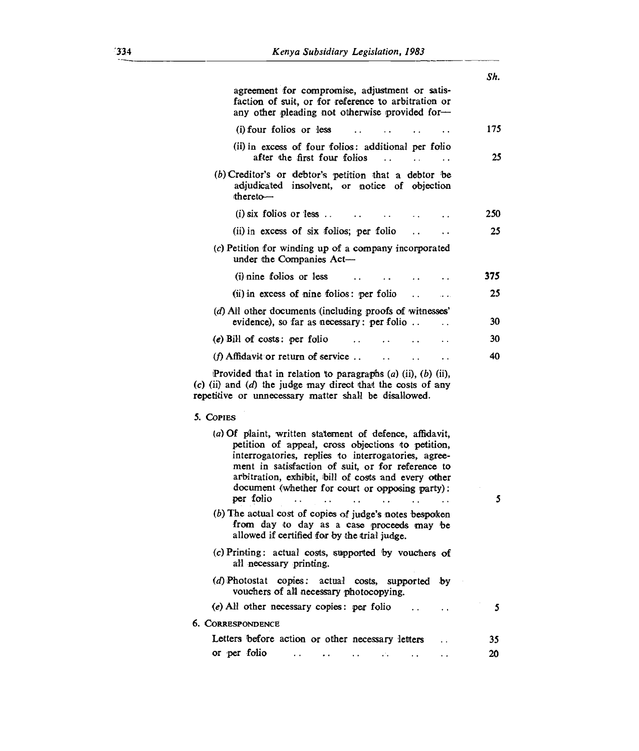| | Sh. |
|---|---|
| agreement for compromise, adjustment or satisfaction of suit, or for reference to arbitration or any other pleading not otherwise provided for— | |
| (i) four folios or less .. .. .. .. | 175 |
| (ii) in excess of four folios: additional per folio after the first four folios .. .. .. | 25 |
| (*b*) Creditor's or debtor's petition that a debtor be adjudicated insolvent, or notice of objection thereto— | |
| (i) six folios or less .. .. .. .. .. | 250 |
| (ii) in excess of six folios; per folio .. .. | 25 |
| (*c*) Petition for winding up of a company incorporated under the Companies Act— | |
| (i) nine folios or less .. .. .. .. | 375 |
| (ii) in excess of nine folios: per folio .. .. | 25 |
| (*d*) All other documents (including proofs of witnesses' evidence), so far as necessary: per folio .. .. | 30 |
| (*e*) Bill of costs: per folio .. .. .. .. | 30 |
| (*f*) Affidavit or return of service .. .. .. .. | 40 |

Provided that in relation to paragraphs (*a*) (ii), (*b*) (ii), (*c*) (ii) and (*d*) the judge may direct that the costs of any repetitive or unnecessary matter shall be disallowed.

5. Copies

| | |
|---|---|
| (*a*) Of plaint, written statement of defence, affidavit, petition of appeal, cross objections to petition, interrogatories, replies to interrogatories, agreement in satisfaction of suit, or for reference to arbitration, exhibit, bill of costs and every other document (whether for court or opposing party): per folio .. .. .. .. .. .. | 5 |
| (*b*) The actual cost of copies of judge's notes bespoken from day to day as a case proceeds may be allowed if certified for by the trial judge. | |
| (*c*) Printing: actual costs, supported by vouchers of all necessary printing. | |
| (*d*) Photostat copies: actual costs, supported by vouchers of all necessary photocopying. | |
| (*e*) All other necessary copies: per folio .. .. | 5 |

6. Correspondence

| | |
|---|---|
| Letters before action or other necessary letters .. | 35 |
| or per folio .. .. .. .. .. .. | 20 |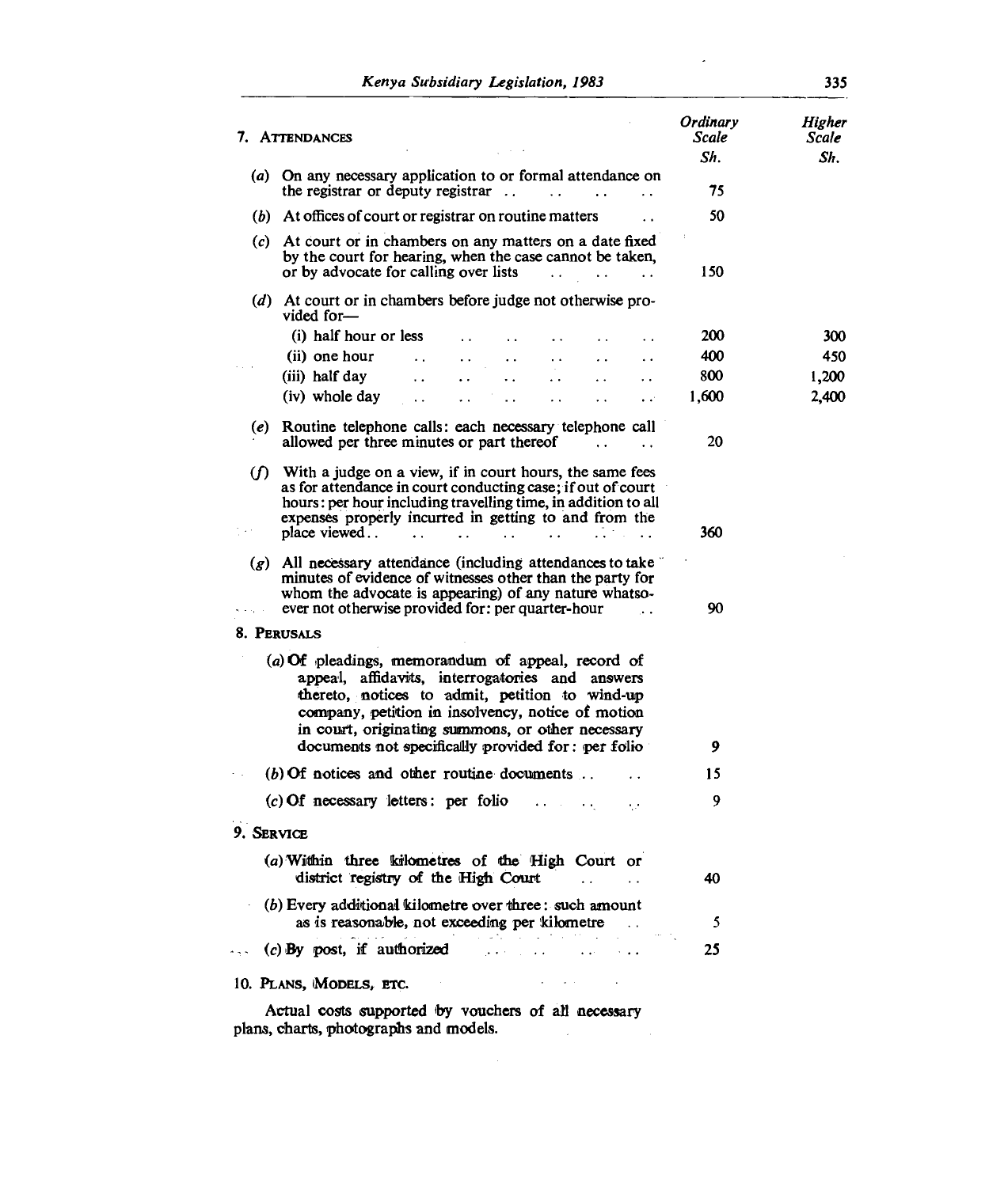| 7. ATTENDANCES | Ordinary Scale Sh. | Higher Scale Sh. |
|---|---|---|
| (a) On any necessary application to or formal attendance on the registrar or deputy registrar | 75 | |
| (b) At offices of court or registrar on routine matters | 50 | |
| (c) At court or in chambers on any matters on a date fixed by the court for hearing, when the case cannot be taken, or by advocate for calling over lists | 150 | |
| (d) At court or in chambers before judge not otherwise provided for— | | |
| (i) half hour or less | 200 | 300 |
| (ii) one hour | 400 | 450 |
| (iii) half day | 800 | 1,200 |
| (iv) whole day | 1,600 | 2,400 |
| (e) Routine telephone calls: each necessary telephone call allowed per three minutes or part thereof | 20 | |
| (f) With a judge on a view, if in court hours, the same fees as for attendance in court conducting case; if out of court hours: per hour including travelling time, in addition to all expenses properly incurred in getting to and from the place viewed | 360 | |
| (g) All necessary attendance (including attendances to take minutes of evidence of witnesses other than the party for whom the advocate is appearing) of any nature whatsoever not otherwise provided for: per quarter-hour | 90 | |
| **8. PERUSALS** | | |
| (a) Of pleadings, memorandum of appeal, record of appeal, affidavits, interrogatories and answers thereto, notices to admit, petition to wind-up company, petition in insolvency, notice of motion in court, originating summons, or other necessary documents not specifically provided for: per folio | 9 | |
| (b) Of notices and other routine documents | 15 | |
| (c) Of necessary letters: per folio | 9 | |
| **9. SERVICE** | | |
| (a) Within three kilometres of the High Court or district registry of the High Court | 40 | |
| (b) Every additional kilometre over three: such amount as is reasonable, not exceeding per kilometre | 5 | |
| (c) By post, if authorized | 25 | |

10. PLANS, MODELS, ETC.

Actual costs supported by vouchers of all necessary plans, charts, photographs and models.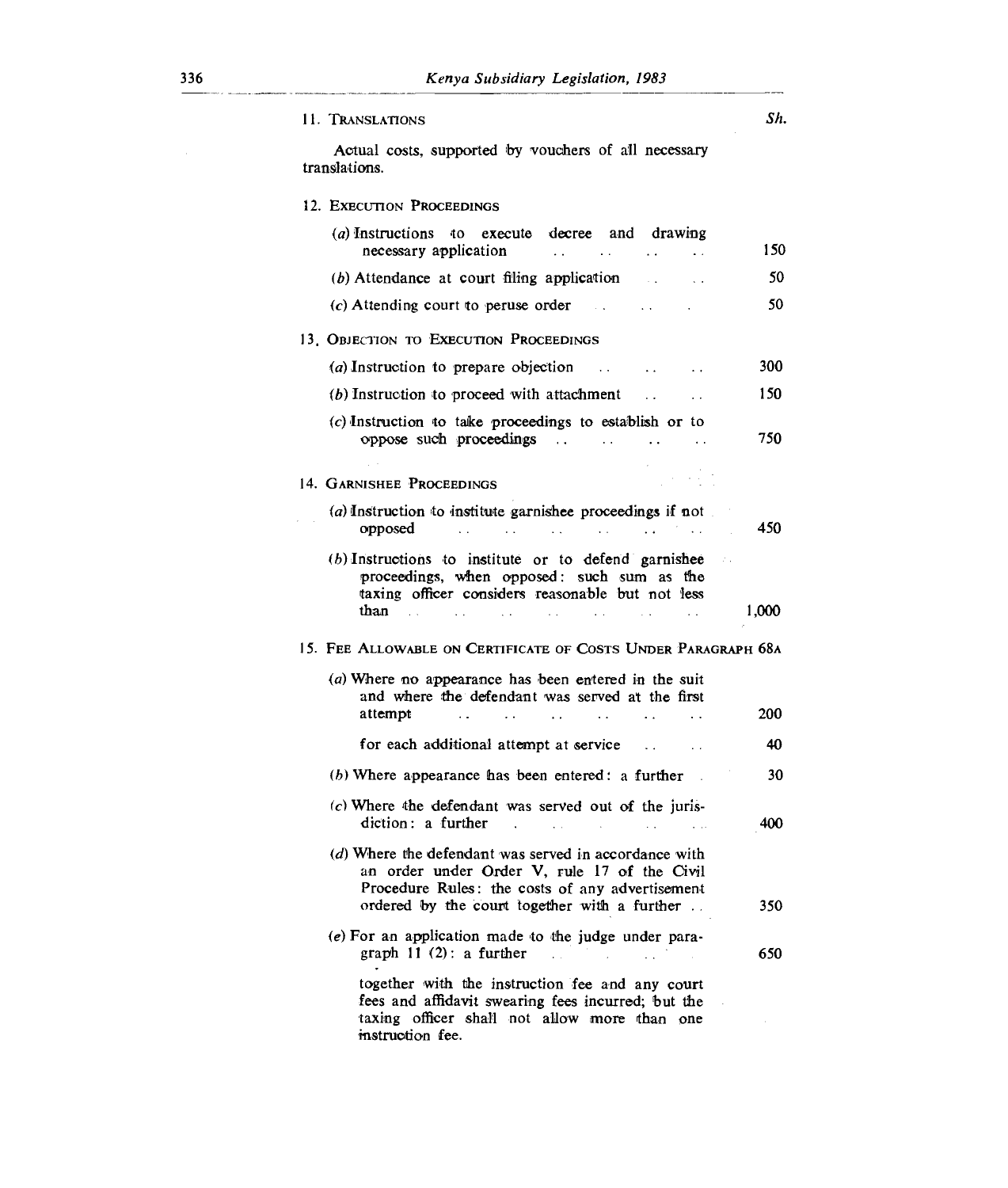| | Sh. |
|---|---|
| **11. Translations** | |
| Actual costs, supported by vouchers of all necessary translations. | |
| **12. Execution Proceedings** | |
| (a) Instructions to execute decree and drawing necessary application | 150 |
| (b) Attendance at court filing application | 50 |
| (c) Attending court to peruse order | 50 |
| **13. Objection to Execution Proceedings** | |
| (a) Instruction to prepare objection | 300 |
| (b) Instruction to proceed with attachment | 150 |
| (c) Instruction to take proceedings to establish or to oppose such proceedings | 750 |
| **14. Garnishee Proceedings** | |
| (a) Instruction to institute garnishee proceedings if not opposed | 450 |
| (b) Instructions to institute or to defend garnishee proceedings, when opposed: such sum as the taxing officer considers reasonable but not less than | 1,000 |
| **15. Fee Allowable on Certificate of Costs Under Paragraph 68A** | |
| (a) Where no appearance has been entered in the suit and where the defendant was served at the first attempt | 200 |
| for each additional attempt at service | 40 |
| (b) Where appearance has been entered: a further | 30 |
| (c) Where the defendant was served out of the jurisdiction: a further | 400 |
| (d) Where the defendant was served in accordance with an order under Order V, rule 17 of the Civil Procedure Rules: the costs of any advertisement ordered by the court together with a further | 350 |
| (e) For an application made to the judge under paragraph 11 (2): a further | 650 |
| together with the instruction fee and any court fees and affidavit swearing fees incurred; but the taxing officer shall not allow more than one instruction fee. | |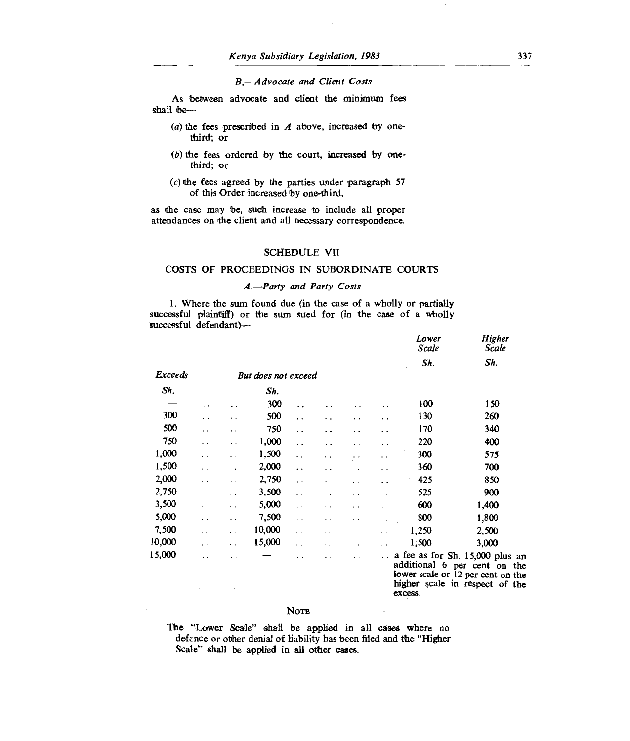### *B.—Advocate and Client Costs*

As between advocate and client the minimum fees shall be—

(*a*) the fees prescribed in *A* above, increased by one-third; or

(*b*) the fees ordered by the court, increased by one-third; or

(*c*) the fees agreed by the parties under paragraph 57 of this Order increased by one-third,

as the case may be, such increase to include all proper attendances on the client and all necessary correspondence.

## SCHEDULE VII

## COSTS OF PROCEEDINGS IN SUBORDINATE COURTS

### *A.—Party and Party Costs*

1. Where the sum found due (in the case of a wholly or partially successful plaintiff) or the sum sued for (in the case of a wholly successful defendant)—

| *Exceeds* Sh. | *But does not exceed* Sh. | *Lower Scale* Sh. | *Higher Scale* Sh. |
|---|---|---|---|
| — | 300 | 100 | 150 |
| 300 | 500 | 130 | 260 |
| 500 | 750 | 170 | 340 |
| 750 | 1,000 | 220 | 400 |
| 1,000 | 1,500 | 300 | 575 |
| 1,500 | 2,000 | 360 | 700 |
| 2,000 | 2,750 | 425 | 850 |
| 2,750 | 3,500 | 525 | 900 |
| 3,500 | 5,000 | 600 | 1,400 |
| 5,000 | 7,500 | 800 | 1,800 |
| 7,500 | 10,000 | 1,250 | 2,500 |
| 10,000 | 15,000 | 1,500 | 3,000 |
| 15,000 | — | a fee as for Sh. 15,000 plus an additional 6 per cent on the lower scale or 12 per cent on the higher scale in respect of the excess. | |

**NOTE**

The "Lower Scale" shall be applied in all cases where no defence or other denial of liability has been filed and the "Higher Scale" shall be applied in all other cases.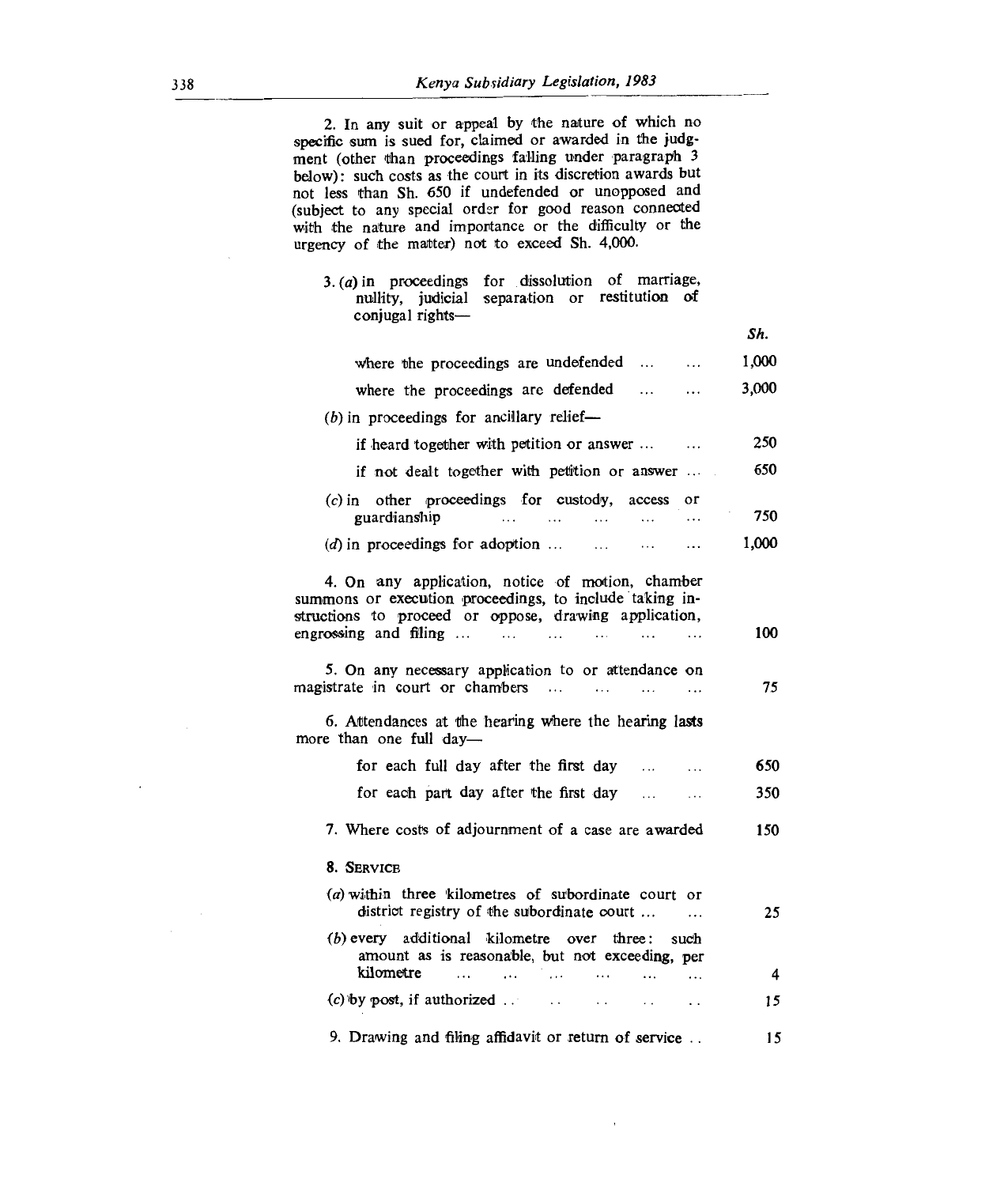2. In any suit or appeal by the nature of which no specific sum is sued for, claimed or awarded in the judgment (other than proceedings falling under paragraph 3 below): such costs as the court in its discretion awards but not less than Sh. 650 if undefended or unopposed and (subject to any special order for good reason connected with the nature and importance or the difficulty or the urgency of the matter) not to exceed Sh. 4,000.

| | Sh. |
|---|---|
| 3. (a) in proceedings for dissolution of marriage, nullity, judicial separation or restitution of conjugal rights— | |
| where the proceedings are undefended ... ... | 1,000 |
| where the proceedings are defended ... ... | 3,000 |
| (b) in proceedings for ancillary relief— | |
| if heard together with petition or answer ... ... | 250 |
| if not dealt together with petition or answer ... | 650 |
| (c) in other proceedings for custody, access or guardianship ... ... ... ... ... | 750 |
| (d) in proceedings for adoption ... ... ... ... | 1,000 |
| 4. On any application, notice of motion, chamber summons or execution proceedings, to include taking instructions to proceed or oppose, drawing application, engrossing and filing ... ... ... ... ... ... | 100 |
| 5. On any necessary application to or attendance on magistrate in court or chambers ... ... ... ... | 75 |
| 6. Attendances at the hearing where the hearing lasts more than one full day— | |
| for each full day after the first day ... ... | 650 |
| for each part day after the first day ... ... | 350 |
| 7. Where costs of adjournment of a case are awarded | 150 |
| 8. SERVICE | |
| (a) within three kilometres of subordinate court or district registry of the subordinate court ... ... | 25 |
| (b) every additional kilometre over three: such amount as is reasonable, but not exceeding, per kilometre ... ... ... ... ... ... | 4 |
| (c) by post, if authorized .. .. .. .. .. | 15 |
| 9. Drawing and filing affidavit or return of service .. | 15 |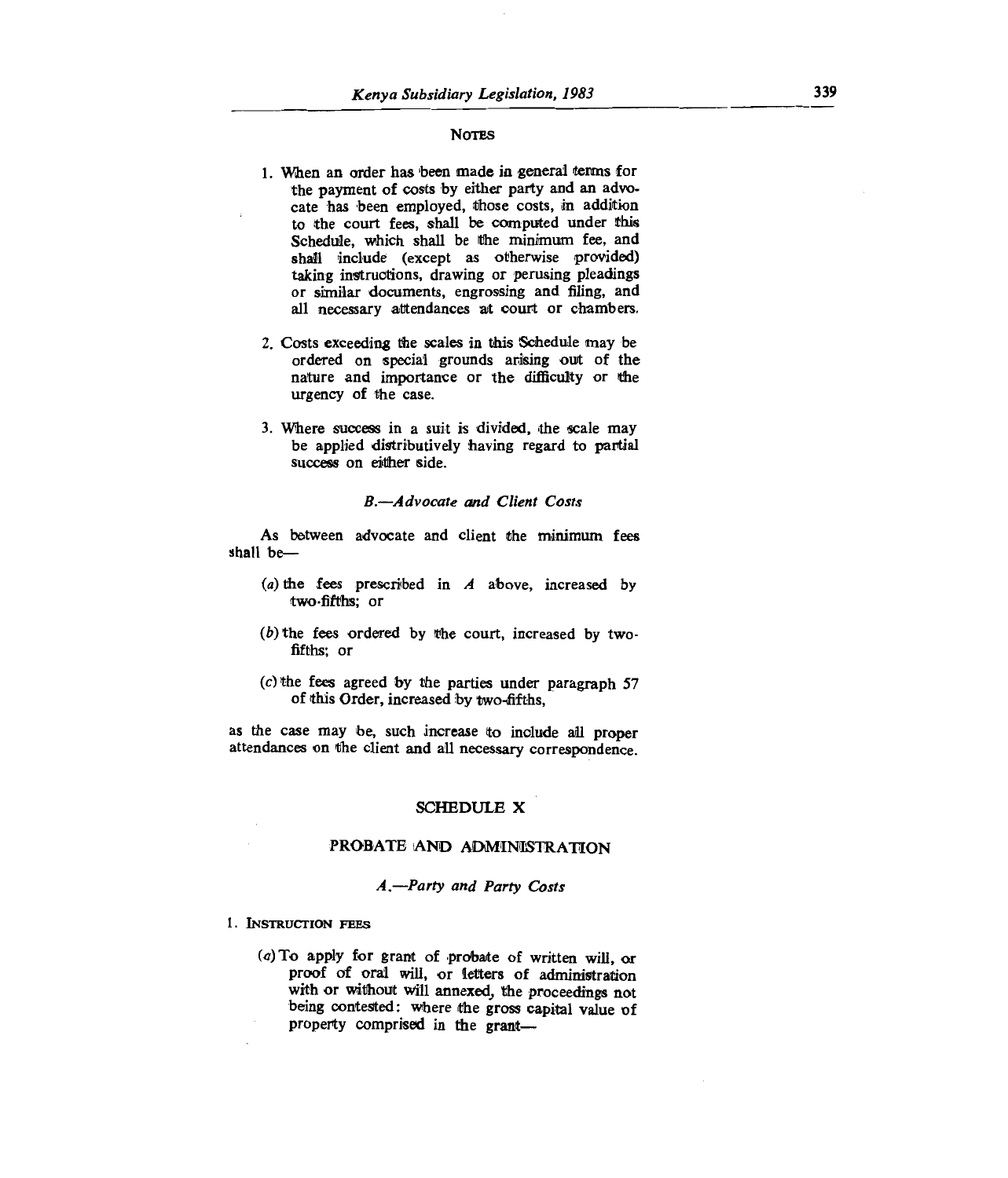NOTES

1. When an order has been made in general terms for the payment of costs by either party and an advocate has been employed, those costs, in addition to the court fees, shall be computed under this Schedule, which shall be the minimum fee, and shall include (except as otherwise provided) taking instructions, drawing or perusing pleadings or similar documents, engrossing and filing, and all necessary attendances at court or chambers.

2. Costs exceeding the scales in this Schedule may be ordered on special grounds arising out of the nature and importance or the difficulty or the urgency of the case.

3. Where success in a suit is divided, the scale may be applied distributively having regard to partial success on either side.

*B.—Advocate and Client Costs*

As between advocate and client the minimum fees shall be—

(*a*) the fees prescribed in *A* above, increased by two-fifths; or

(*b*) the fees ordered by the court, increased by two-fifths; or

(*c*) the fees agreed by the parties under paragraph 57 of this Order, increased by two-fifths,

as the case may be, such increase to include all proper attendances on the client and all necessary correspondence.

## SCHEDULE X

## PROBATE AND ADMINISTRATION

*A.—Party and Party Costs*

1. INSTRUCTION FEES

(*a*) To apply for grant of probate of written will, or proof of oral will, or letters of administration with or without will annexed, the proceedings not being contested: where the gross capital value of property comprised in the grant—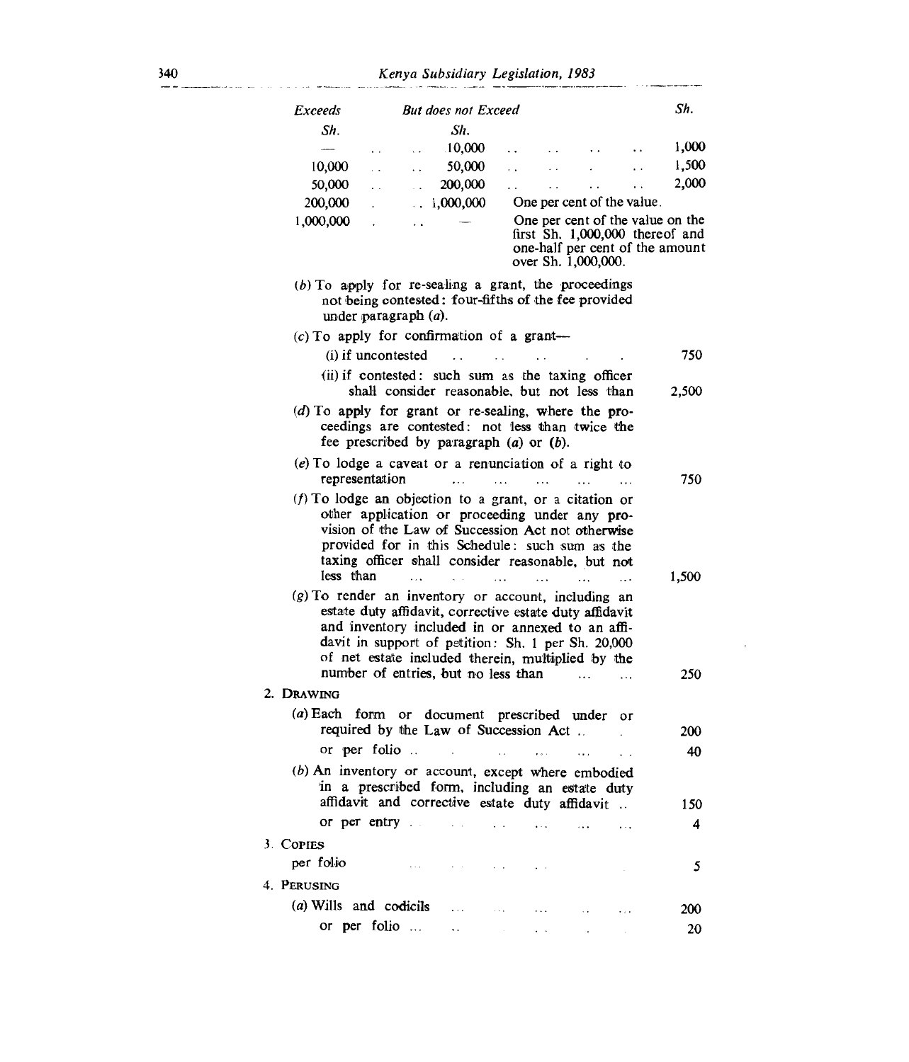| Exceeds Sh. | But does not Exceed Sh. | Sh. |
|---|---|---|
| — | 10,000 | 1,000 |
| 10,000 | 50,000 | 1,500 |
| 50,000 | 200,000 | 2,000 |
| 200,000 | 1,000,000 | One per cent of the value. |
| 1,000,000 | — | One per cent of the value on the first Sh. 1,000,000 thereof and one-half per cent of the amount over Sh. 1,000,000. |

(*b*) To apply for re-sealing a grant, the proceedings not being contested: four-fifths of the fee provided under paragraph (*a*).

(*c*) To apply for confirmation of a grant—

(i) if uncontested ... 750

(ii) if contested: such sum as the taxing officer shall consider reasonable, but not less than ... 2,500

(*d*) To apply for grant or re-sealing, where the proceedings are contested: not less than twice the fee prescribed by paragraph (*a*) or (*b*).

(*e*) To lodge a caveat or a renunciation of a right to representation ... 750

(*f*) To lodge an objection to a grant, or a citation or other application or proceeding under any provision of the Law of Succession Act not otherwise provided for in this Schedule: such sum as the taxing officer shall consider reasonable, but not less than ... 1,500

(*g*) To render an inventory or account, including an estate duty affidavit, corrective estate duty affidavit and inventory included in or annexed to an affidavit in support of petition: Sh. 1 per Sh. 20,000 of net estate included therein, multiplied by the number of entries, but no less than ... 250

2. DRAWING

(*a*) Each form or document prescribed under or required by the Law of Succession Act ... 200

or per folio ... 40

(*b*) An inventory or account, except where embodied in a prescribed form, including an estate duty affidavit and corrective estate duty affidavit ... 150

or per entry ... 4

3. COPIES

per folio ... 5

4. PERUSING

(*a*) Wills and codicils ... 200

or per folio ... 20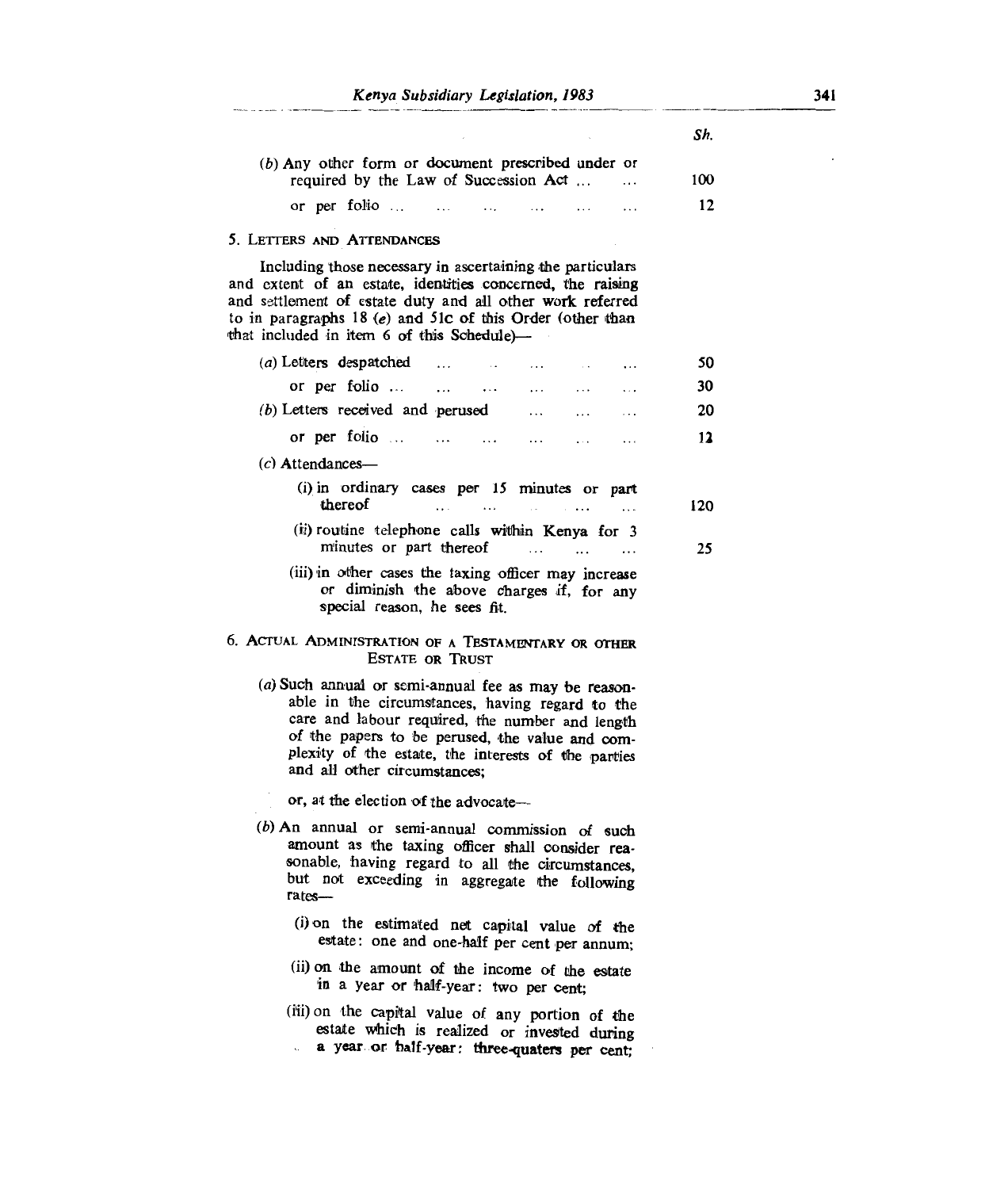| | Sh. |
|---|---|
| (*b*) Any other form or document prescribed under or required by the Law of Succession Act ... ... | 100 |
| or per folio ... ... ... ... ... ... | 12 |

5. Letters and Attendances

Including those necessary in ascertaining the particulars and extent of an estate, identities concerned, the raising and settlement of estate duty and all other work referred to in paragraphs 18 (*e*) and 51C of this Order (other than that included in item 6 of this Schedule)—

| | Sh. |
|---|---|
| (*a*) Letters despatched ... ... ... ... ... | 50 |
| or per folio ... ... ... ... ... ... | 30 |
| (*b*) Letters received and perused ... ... ... | 20 |
| or per folio ... ... ... ... ... ... | 12 |
| (*c*) Attendances— | |
| (i) in ordinary cases per 15 minutes or part thereof ... ... ... ... ... | 120 |
| (ii) routine telephone calls within Kenya for 3 minutes or part thereof ... ... ... | 25 |
| (iii) in other cases the taxing officer may increase or diminish the above charges if, for any special reason, he sees fit. | |

6. Actual Administration of a Testamentary or other Estate or Trust

(*a*) Such annual or semi-annual fee as may be reasonable in the circumstances, having regard to the care and labour required, the number and length of the papers to be perused, the value and complexity of the estate, the interests of the parties and all other circumstances;

or, at the election of the advocate—

(*b*) An annual or semi-annual commission of such amount as the taxing officer shall consider reasonable, having regard to all the circumstances, but not exceeding in aggregate the following rates—

(i) on the estimated net capital value of the estate: one and one-half per cent per annum;

(ii) on the amount of the income of the estate in a year or half-year: two per cent;

(iii) on the capital value of any portion of the estate which is realized or invested during a year or half-year: three-quaters per cent;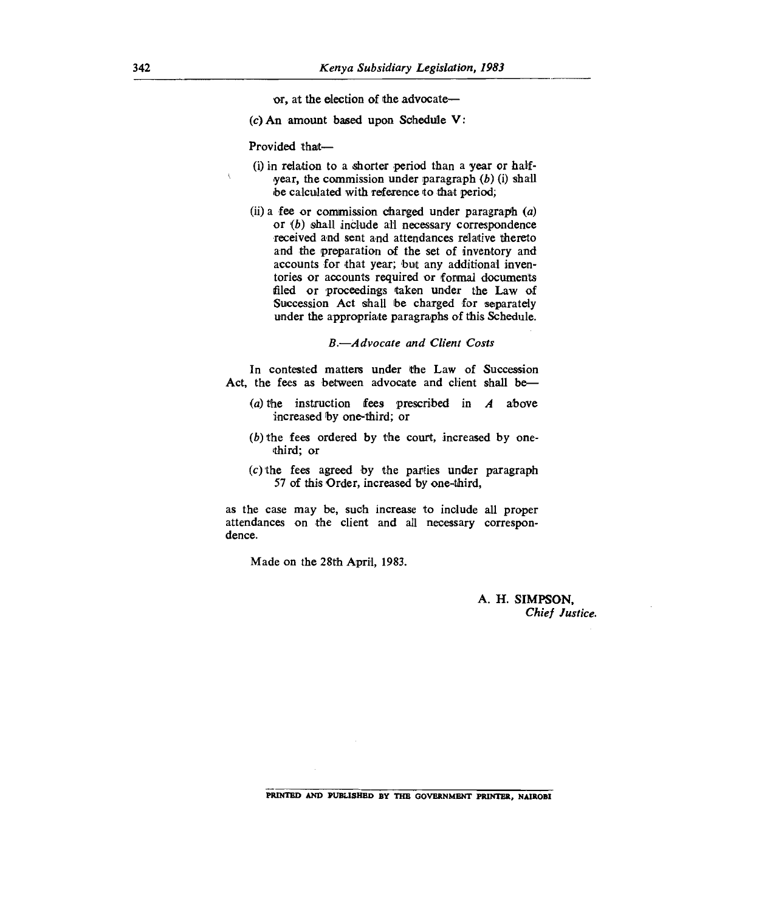or, at the election of the advocate—

(*c*) An amount based upon Schedule V:

Provided that—

(i) in relation to a shorter period than a year or half-year, the commission under paragraph (*b*) (i) shall be calculated with reference to that period;

(ii) a fee or commission charged under paragraph (*a*) or (*b*) shall include all necessary correspondence received and sent and attendances relative thereto and the preparation of the set of inventory and accounts for that year; but any additional inventories or accounts required or formal documents filed or proceedings taken under the Law of Succession Act shall be charged for separately under the appropriate paragraphs of this Schedule.

### *B.—Advocate and Client Costs*

In contested matters under the Law of Succession Act, the fees as between advocate and client shall be—

(*a*) the instruction fees prescribed in *A* above increased by one-third; or

(*b*) the fees ordered by the court, increased by one-third; or

(*c*) the fees agreed by the parties under paragraph 57 of this Order, increased by one-third,

as the case may be, such increase to include all proper attendances on the client and all necessary correspondence.

Made on the 28th April, 1983.

A. H. SIMPSON,
*Chief Justice.*

PRINTED AND PUBLISHED BY THE GOVERNMENT PRINTER, NAIROBI